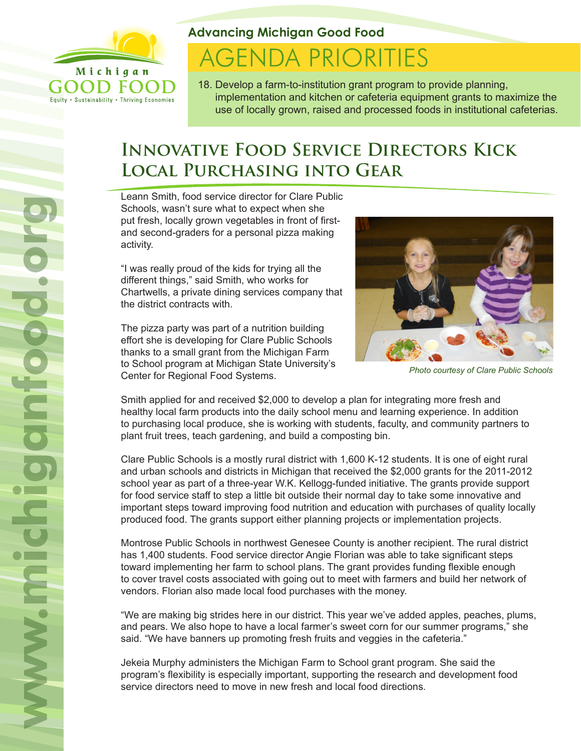Michigan GOOD FOOD

Equity • Sustainability • Thriving Economies

**Advancing Michigan Good Food**

# AGENDA PRIORITIES

18. Develop a farm-to-institution grant program to provide planning, implementation and kitchen or cafeteria equipment grants to maximize the use of locally grown, raised and processed foods in institutional cafeterias.

## Innovative Food Service Directors Kick Local Purchasing into Gear

Leann Smith, food service director for Clare Public Schools, wasn't sure what to expect when she put fresh, locally grown vegetables in front of first- and second-graders for a personal pizza making activity.

"I was really proud of the kids for trying all the different things," said Smith, who works for Chartwells, a private dining services company that the district contracts with.

The pizza party was part of a nutrition building effort she is developing for Clare Public Schools thanks to a small grant from the Michigan Farm to School program at Michigan State University's Center for Regional Food Systems.

*Photo courtesy of Clare Public Schools*

Smith applied for and received $2,000 to develop a plan for integrating more fresh and healthy local farm products into the daily school menu and learning experience. In addition to purchasing local produce, she is working with students, faculty, and community partners to plant fruit trees, teach gardening, and build a composting bin.

Clare Public Schools is a mostly rural district with 1,600 K-12 students. It is one of eight rural and urban schools and districts in Michigan that received the $2,000 grants for the 2011-2012 school year as part of a three-year W.K. Kellogg-funded initiative. The grants provide support for food service staff to step a little bit outside their normal day to take some innovative and important steps toward improving food nutrition and education with purchases of quality locally produced food. The grants support either planning projects or implementation projects.

Montrose Public Schools in northwest Genesee County is another recipient. The rural district has 1,400 students. Food service director Angie Florian was able to take significant steps toward implementing her farm to school plans. The grant provides funding flexible enough to cover travel costs associated with going out to meet with farmers and build her network of vendors. Florian also made local food purchases with the money.

"We are making big strides here in our district. This year we've added apples, peaches, plums, and pears. We also hope to have a local farmer's sweet corn for our summer programs," she said. "We have banners up promoting fresh fruits and veggies in the cafeteria."

Jekeia Murphy administers the Michigan Farm to School grant program. She said the program's flexibility is especially important, supporting the research and development food service directors need to move in new fresh and local food directions.

www.michiganfood.org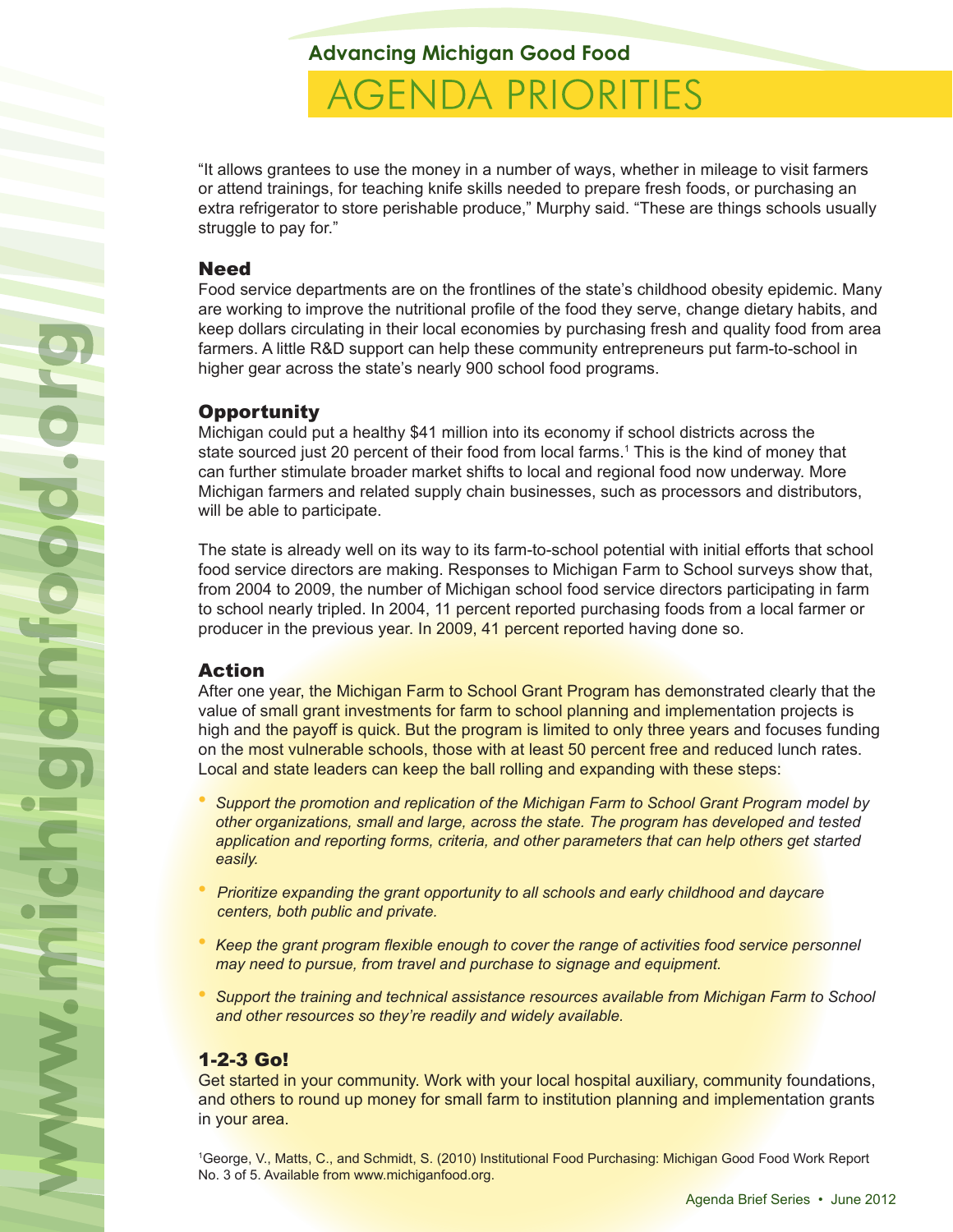"It allows grantees to use the money in a number of ways, whether in mileage to visit farmers or attend trainings, for teaching knife skills needed to prepare fresh foods, or purchasing an extra refrigerator to store perishable produce," Murphy said. "These are things schools usually struggle to pay for."

## Need

Food service departments are on the frontlines of the state's childhood obesity epidemic. Many are working to improve the nutritional profile of the food they serve, change dietary habits, and keep dollars circulating in their local economies by purchasing fresh and quality food from area farmers. A little R&D support can help these community entrepreneurs put farm-to-school in higher gear across the state's nearly 900 school food programs.

## Opportunity

Michigan could put a healthy $41 million into its economy if school districts across the state sourced just 20 percent of their food from local farms.[1] This is the kind of money that can further stimulate broader market shifts to local and regional food now underway. More Michigan farmers and related supply chain businesses, such as processors and distributors, will be able to participate.

The state is already well on its way to its farm-to-school potential with initial efforts that school food service directors are making. Responses to Michigan Farm to School surveys show that, from 2004 to 2009, the number of Michigan school food service directors participating in farm to school nearly tripled. In 2004, 11 percent reported purchasing foods from a local farmer or producer in the previous year. In 2009, 41 percent reported having done so.

## Action

After one year, the Michigan Farm to School Grant Program has demonstrated clearly that the value of small grant investments for farm to school planning and implementation projects is high and the payoff is quick. But the program is limited to only three years and focuses funding on the most vulnerable schools, those with at least 50 percent free and reduced lunch rates. Local and state leaders can keep the ball rolling and expanding with these steps:

- *Support the promotion and replication of the Michigan Farm to School Grant Program model by other organizations, small and large, across the state. The program has developed and tested application and reporting forms, criteria, and other parameters that can help others get started easily.*
- *Prioritize expanding the grant opportunity to all schools and early childhood and daycare centers, both public and private.*
- *Keep the grant program flexible enough to cover the range of activities food service personnel may need to pursue, from travel and purchase to signage and equipment.*
- *Support the training and technical assistance resources available from Michigan Farm to School and other resources so they're readily and widely available.*

## 1-2-3 Go!

Get started in your community. Work with your local hospital auxiliary, community foundations, and others to round up money for small farm to institution planning and implementation grants in your area.

[1]George, V., Matts, C., and Schmidt, S. (2010) Institutional Food Purchasing: Michigan Good Food Work Report No. 3 of 5. Available from www.michiganfood.org.